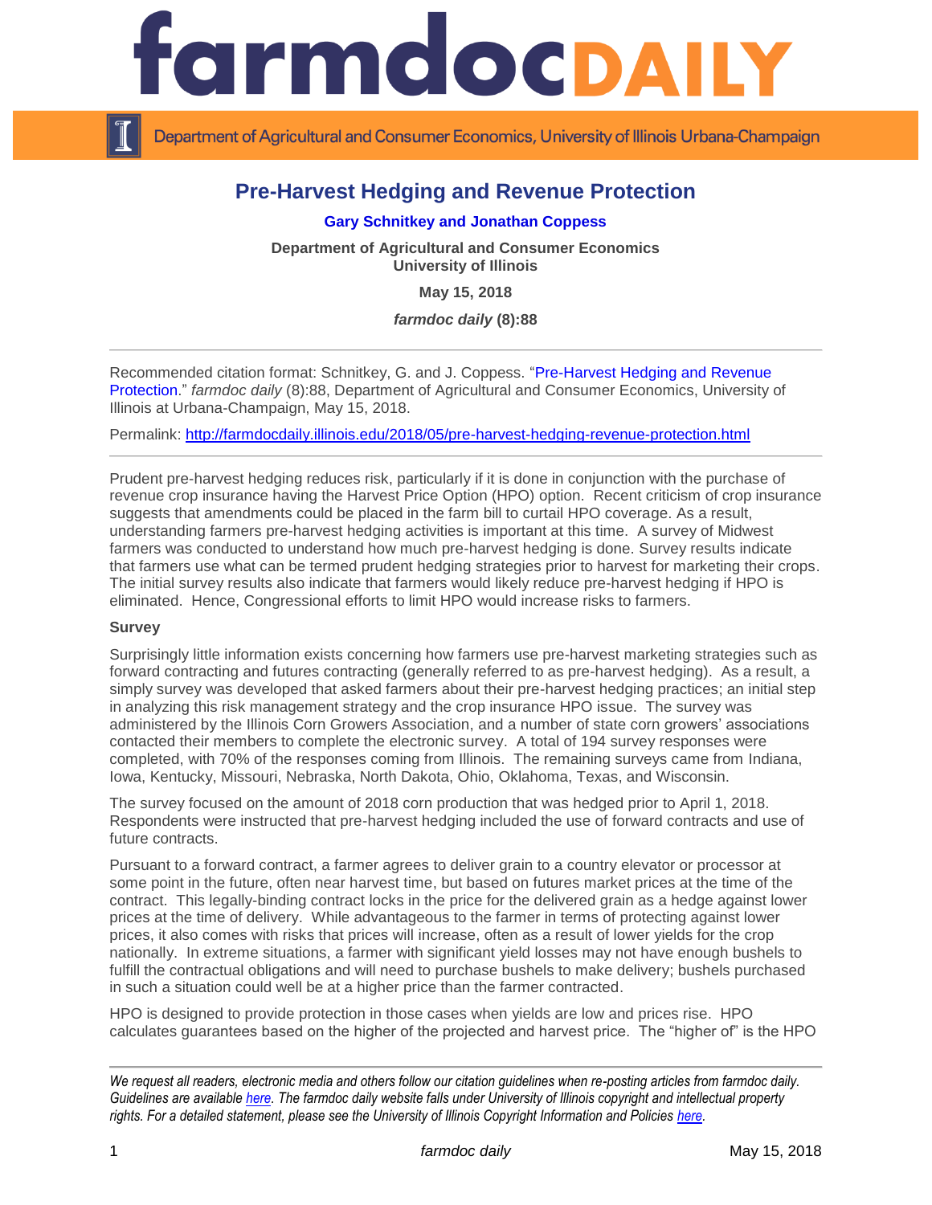# Pre-Harvest Hedging and Revenue Protection

**Gary Schnitkey and Jonathan Coppess**

**Department of Agricultural and Consumer Economics**
**University of Illinois**

**May 15, 2018**

***farmdoc daily* (8):88**

---

Recommended citation format: Schnitkey, G. and J. Coppess. "Pre-Harvest Hedging and Revenue Protection." *farmdoc daily* (8):88, Department of Agricultural and Consumer Economics, University of Illinois at Urbana-Champaign, May 15, 2018.

Permalink: http://farmdocdaily.illinois.edu/2018/05/pre-harvest-hedging-revenue-protection.html

---

Prudent pre-harvest hedging reduces risk, particularly if it is done in conjunction with the purchase of revenue crop insurance having the Harvest Price Option (HPO) option. Recent criticism of crop insurance suggests that amendments could be placed in the farm bill to curtail HPO coverage. As a result, understanding farmers pre-harvest hedging activities is important at this time. A survey of Midwest farmers was conducted to understand how much pre-harvest hedging is done. Survey results indicate that farmers use what can be termed prudent hedging strategies prior to harvest for marketing their crops. The initial survey results also indicate that farmers would likely reduce pre-harvest hedging if HPO is eliminated. Hence, Congressional efforts to limit HPO would increase risks to farmers.

**Survey**

Surprisingly little information exists concerning how farmers use pre-harvest marketing strategies such as forward contracting and futures contracting (generally referred to as pre-harvest hedging). As a result, a simply survey was developed that asked farmers about their pre-harvest hedging practices; an initial step in analyzing this risk management strategy and the crop insurance HPO issue. The survey was administered by the Illinois Corn Growers Association, and a number of state corn growers' associations contacted their members to complete the electronic survey. A total of 194 survey responses were completed, with 70% of the responses coming from Illinois. The remaining surveys came from Indiana, Iowa, Kentucky, Missouri, Nebraska, North Dakota, Ohio, Oklahoma, Texas, and Wisconsin.

The survey focused on the amount of 2018 corn production that was hedged prior to April 1, 2018. Respondents were instructed that pre-harvest hedging included the use of forward contracts and use of future contracts.

Pursuant to a forward contract, a farmer agrees to deliver grain to a country elevator or processor at some point in the future, often near harvest time, but based on futures market prices at the time of the contract. This legally-binding contract locks in the price for the delivered grain as a hedge against lower prices at the time of delivery. While advantageous to the farmer in terms of protecting against lower prices, it also comes with risks that prices will increase, often as a result of lower yields for the crop nationally. In extreme situations, a farmer with significant yield losses may not have enough bushels to fulfill the contractual obligations and will need to purchase bushels to make delivery; bushels purchased in such a situation could well be at a higher price than the farmer contracted.

HPO is designed to provide protection in those cases when yields are low and prices rise. HPO calculates guarantees based on the higher of the projected and harvest price. The "higher of" is the HPO

*We request all readers, electronic media and others follow our citation guidelines when re-posting articles from farmdoc daily. Guidelines are available here. The farmdoc daily website falls under University of Illinois copyright and intellectual property rights. For a detailed statement, please see the University of Illinois Copyright Information and Policies here.*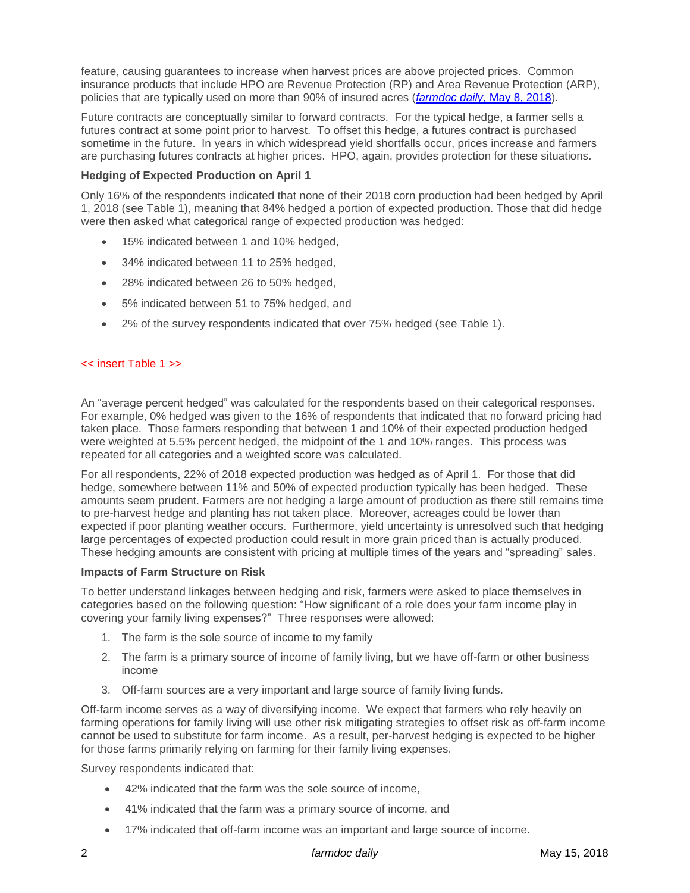feature, causing guarantees to increase when harvest prices are above projected prices. Common insurance products that include HPO are Revenue Protection (RP) and Area Revenue Protection (ARP), policies that are typically used on more than 90% of insured acres (*farmdoc daily*, May 8, 2018).

Future contracts are conceptually similar to forward contracts. For the typical hedge, a farmer sells a futures contract at some point prior to harvest. To offset this hedge, a futures contract is purchased sometime in the future. In years in which widespread yield shortfalls occur, prices increase and farmers are purchasing futures contracts at higher prices. HPO, again, provides protection for these situations.

**Hedging of Expected Production on April 1**

Only 16% of the respondents indicated that none of their 2018 corn production had been hedged by April 1, 2018 (see Table 1), meaning that 84% hedged a portion of expected production. Those that did hedge were then asked what categorical range of expected production was hedged:

- 15% indicated between 1 and 10% hedged,
- 34% indicated between 11 to 25% hedged,
- 28% indicated between 26 to 50% hedged,
- 5% indicated between 51 to 75% hedged, and
- 2% of the survey respondents indicated that over 75% hedged (see Table 1).

<< insert Table 1 >>

An "average percent hedged" was calculated for the respondents based on their categorical responses. For example, 0% hedged was given to the 16% of respondents that indicated that no forward pricing had taken place. Those farmers responding that between 1 and 10% of their expected production hedged were weighted at 5.5% percent hedged, the midpoint of the 1 and 10% ranges. This process was repeated for all categories and a weighted score was calculated.

For all respondents, 22% of 2018 expected production was hedged as of April 1. For those that did hedge, somewhere between 11% and 50% of expected production typically has been hedged. These amounts seem prudent. Farmers are not hedging a large amount of production as there still remains time to pre-harvest hedge and planting has not taken place. Moreover, acreages could be lower than expected if poor planting weather occurs. Furthermore, yield uncertainty is unresolved such that hedging large percentages of expected production could result in more grain priced than is actually produced. These hedging amounts are consistent with pricing at multiple times of the years and "spreading" sales.

**Impacts of Farm Structure on Risk**

To better understand linkages between hedging and risk, farmers were asked to place themselves in categories based on the following question: "How significant of a role does your farm income play in covering your family living expenses?" Three responses were allowed:

1. The farm is the sole source of income to my family
2. The farm is a primary source of income of family living, but we have off-farm or other business income
3. Off-farm sources are a very important and large source of family living funds.

Off-farm income serves as a way of diversifying income. We expect that farmers who rely heavily on farming operations for family living will use other risk mitigating strategies to offset risk as off-farm income cannot be used to substitute for farm income. As a result, per-harvest hedging is expected to be higher for those farms primarily relying on farming for their family living expenses.

Survey respondents indicated that:

- 42% indicated that the farm was the sole source of income,
- 41% indicated that the farm was a primary source of income, and
- 17% indicated that off-farm income was an important and large source of income.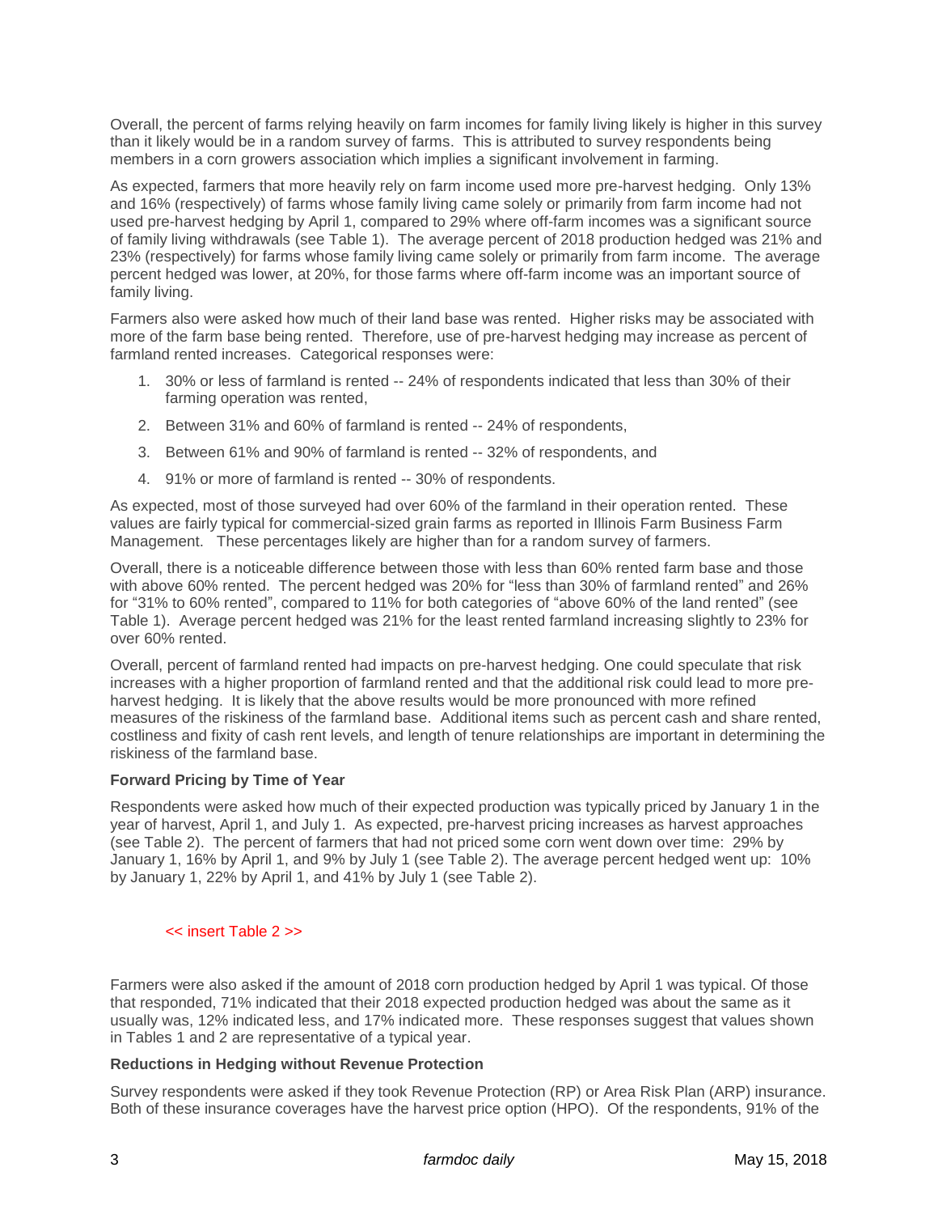Overall, the percent of farms relying heavily on farm incomes for family living likely is higher in this survey than it likely would be in a random survey of farms. This is attributed to survey respondents being members in a corn growers association which implies a significant involvement in farming.

As expected, farmers that more heavily rely on farm income used more pre-harvest hedging. Only 13% and 16% (respectively) of farms whose family living came solely or primarily from farm income had not used pre-harvest hedging by April 1, compared to 29% where off-farm incomes was a significant source of family living withdrawals (see Table 1). The average percent of 2018 production hedged was 21% and 23% (respectively) for farms whose family living came solely or primarily from farm income. The average percent hedged was lower, at 20%, for those farms where off-farm income was an important source of family living.

Farmers also were asked how much of their land base was rented. Higher risks may be associated with more of the farm base being rented. Therefore, use of pre-harvest hedging may increase as percent of farmland rented increases. Categorical responses were:

1. 30% or less of farmland is rented -- 24% of respondents indicated that less than 30% of their farming operation was rented,
2. Between 31% and 60% of farmland is rented -- 24% of respondents,
3. Between 61% and 90% of farmland is rented -- 32% of respondents, and
4. 91% or more of farmland is rented -- 30% of respondents.

As expected, most of those surveyed had over 60% of the farmland in their operation rented. These values are fairly typical for commercial-sized grain farms as reported in Illinois Farm Business Farm Management. These percentages likely are higher than for a random survey of farmers.

Overall, there is a noticeable difference between those with less than 60% rented farm base and those with above 60% rented. The percent hedged was 20% for "less than 30% of farmland rented" and 26% for "31% to 60% rented", compared to 11% for both categories of "above 60% of the land rented" (see Table 1). Average percent hedged was 21% for the least rented farmland increasing slightly to 23% for over 60% rented.

Overall, percent of farmland rented had impacts on pre-harvest hedging. One could speculate that risk increases with a higher proportion of farmland rented and that the additional risk could lead to more pre-harvest hedging. It is likely that the above results would be more pronounced with more refined measures of the riskiness of the farmland base. Additional items such as percent cash and share rented, costliness and fixity of cash rent levels, and length of tenure relationships are important in determining the riskiness of the farmland base.

**Forward Pricing by Time of Year**

Respondents were asked how much of their expected production was typically priced by January 1 in the year of harvest, April 1, and July 1. As expected, pre-harvest pricing increases as harvest approaches (see Table 2). The percent of farmers that had not priced some corn went down over time: 29% by January 1, 16% by April 1, and 9% by July 1 (see Table 2). The average percent hedged went up: 10% by January 1, 22% by April 1, and 41% by July 1 (see Table 2).

<< insert Table 2 >>

Farmers were also asked if the amount of 2018 corn production hedged by April 1 was typical. Of those that responded, 71% indicated that their 2018 expected production hedged was about the same as it usually was, 12% indicated less, and 17% indicated more. These responses suggest that values shown in Tables 1 and 2 are representative of a typical year.

**Reductions in Hedging without Revenue Protection**

Survey respondents were asked if they took Revenue Protection (RP) or Area Risk Plan (ARP) insurance. Both of these insurance coverages have the harvest price option (HPO). Of the respondents, 91% of the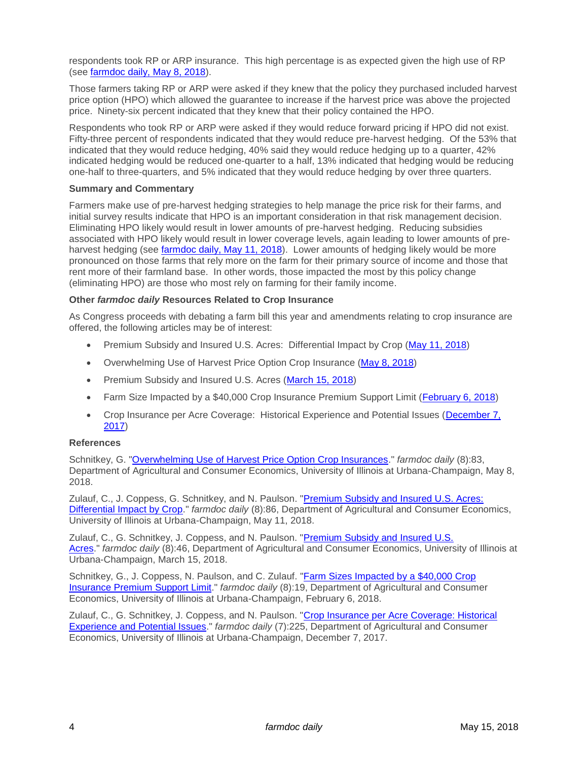respondents took RP or ARP insurance. This high percentage is as expected given the high use of RP (see [farmdoc daily, May 8, 2018](#)).

Those farmers taking RP or ARP were asked if they knew that the policy they purchased included harvest price option (HPO) which allowed the guarantee to increase if the harvest price was above the projected price. Ninety-six percent indicated that they knew that their policy contained the HPO.

Respondents who took RP or ARP were asked if they would reduce forward pricing if HPO did not exist. Fifty-three percent of respondents indicated that they would reduce pre-harvest hedging. Of the 53% that indicated that they would reduce hedging, 40% said they would reduce hedging up to a quarter, 42% indicated hedging would be reduced one-quarter to a half, 13% indicated that hedging would be reducing one-half to three-quarters, and 5% indicated that they would reduce hedging by over three quarters.

### Summary and Commentary

Farmers make use of pre-harvest hedging strategies to help manage the price risk for their farms, and initial survey results indicate that HPO is an important consideration in that risk management decision. Eliminating HPO likely would result in lower amounts of pre-harvest hedging. Reducing subsidies associated with HPO likely would result in lower coverage levels, again leading to lower amounts of pre-harvest hedging (see [farmdoc daily, May 11, 2018](#)). Lower amounts of hedging likely would be more pronounced on those farms that rely more on the farm for their primary source of income and those that rent more of their farmland base. In other words, those impacted the most by this policy change (eliminating HPO) are those who most rely on farming for their family income.

### Other *farmdoc daily* Resources Related to Crop Insurance

As Congress proceeds with debating a farm bill this year and amendments relating to crop insurance are offered, the following articles may be of interest:

- Premium Subsidy and Insured U.S. Acres: Differential Impact by Crop ([May 11, 2018](#))
- Overwhelming Use of Harvest Price Option Crop Insurance ([May 8, 2018](#))
- Premium Subsidy and Insured U.S. Acres ([March 15, 2018](#))
- Farm Size Impacted by a $40,000 Crop Insurance Premium Support Limit ([February 6, 2018](#))
- Crop Insurance per Acre Coverage: Historical Experience and Potential Issues ([December 7, 2017](#))

### References

Schnitkey, G. "[Overwhelming Use of Harvest Price Option Crop Insurances](#)." *farmdoc daily* (8):83, Department of Agricultural and Consumer Economics, University of Illinois at Urbana-Champaign, May 8, 2018.

Zulauf, C., J. Coppess, G. Schnitkey, and N. Paulson. "[Premium Subsidy and Insured U.S. Acres: Differential Impact by Crop](#)." *farmdoc daily* (8):86, Department of Agricultural and Consumer Economics, University of Illinois at Urbana-Champaign, May 11, 2018.

Zulauf, C., G. Schnitkey, J. Coppess, and N. Paulson. "[Premium Subsidy and Insured U.S. Acres](#)." *farmdoc daily* (8):46, Department of Agricultural and Consumer Economics, University of Illinois at Urbana-Champaign, March 15, 2018.

Schnitkey, G., J. Coppess, N. Paulson, and C. Zulauf. "[Farm Sizes Impacted by a $40,000 Crop Insurance Premium Support Limit](#)." *farmdoc daily* (8):19, Department of Agricultural and Consumer Economics, University of Illinois at Urbana-Champaign, February 6, 2018.

Zulauf, C., G. Schnitkey, J. Coppess, and N. Paulson. "[Crop Insurance per Acre Coverage: Historical Experience and Potential Issues](#)." *farmdoc daily* (7):225, Department of Agricultural and Consumer Economics, University of Illinois at Urbana-Champaign, December 7, 2017.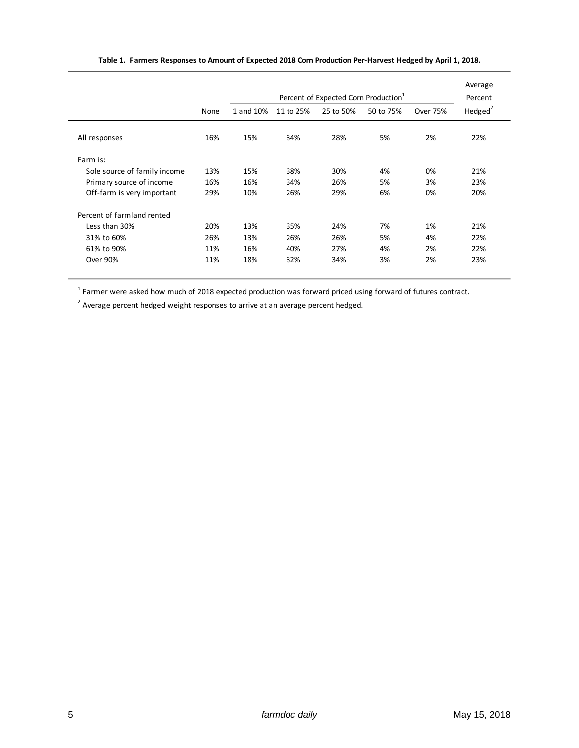**Table 1. Farmers Responses to Amount of Expected 2018 Corn Production Per-Harvest Hedged by April 1, 2018.**

| | | Percent of Expected Corn Production[1] | | | | | Average Percent |
|---|---|---|---|---|---|---|---|
| | None | 1 and 10% | 11 to 25% | 25 to 50% | 50 to 75% | Over 75% | Hedged[2] |
| All responses | 16% | 15% | 34% | 28% | 5% | 2% | 22% |
| Farm is: | | | | | | | |
| Sole source of family income | 13% | 15% | 38% | 30% | 4% | 0% | 21% |
| Primary source of income | 16% | 16% | 34% | 26% | 5% | 3% | 23% |
| Off-farm is very important | 29% | 10% | 26% | 29% | 6% | 0% | 20% |
| Percent of farmland rented | | | | | | | |
| Less than 30% | 20% | 13% | 35% | 24% | 7% | 1% | 21% |
| 31% to 60% | 26% | 13% | 26% | 26% | 5% | 4% | 22% |
| 61% to 90% | 11% | 16% | 40% | 27% | 4% | 2% | 22% |
| Over 90% | 11% | 18% | 32% | 34% | 3% | 2% | 23% |

[1] Farmer were asked how much of 2018 expected production was forward priced using forward of futures contract.

[2] Average percent hedged weight responses to arrive at an average percent hedged.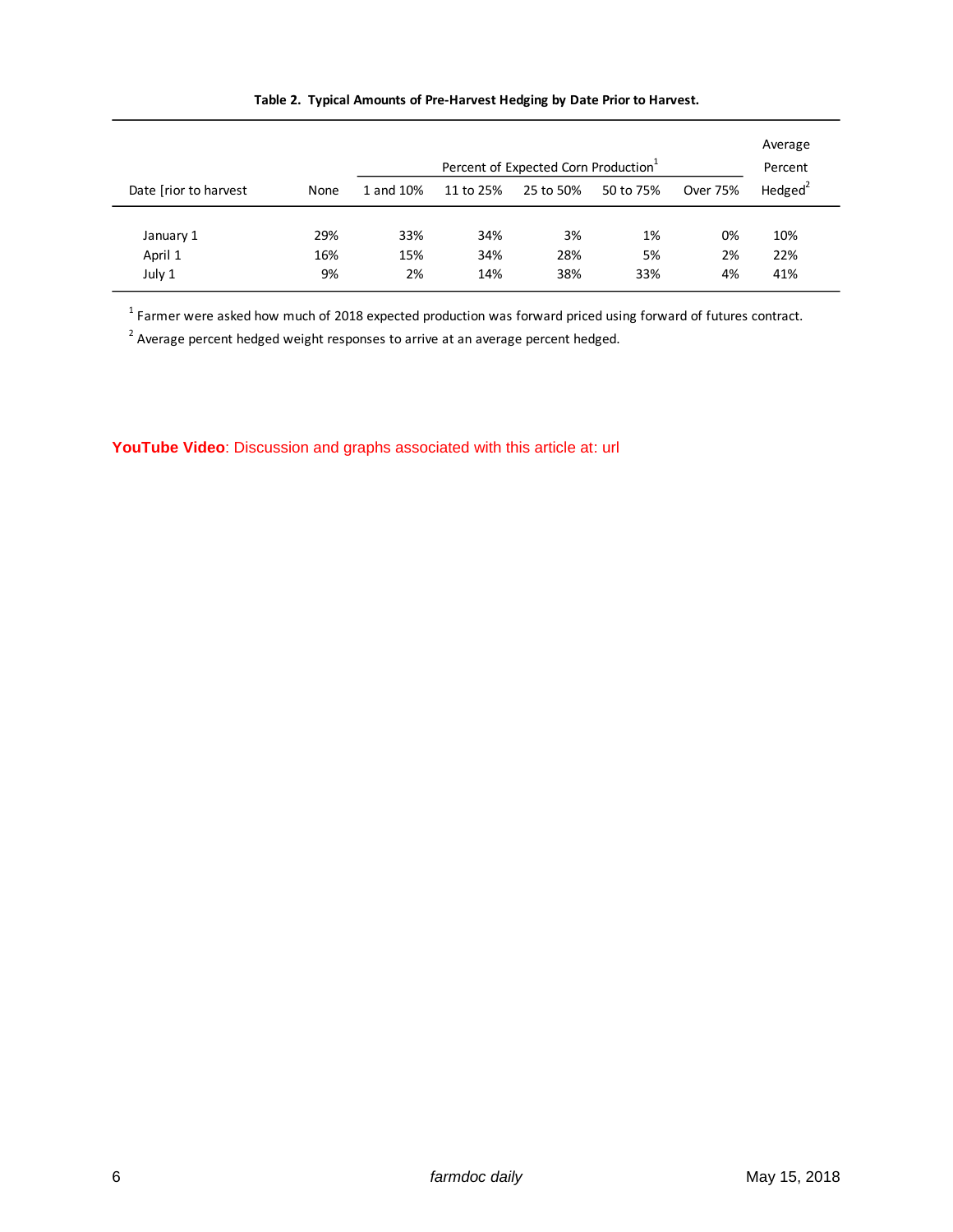**Table 2. Typical Amounts of Pre-Harvest Hedging by Date Prior to Harvest.**

| | | Percent of Expected Corn Production[1] | | | | | Average |
|---|---|---|---|---|---|---|---|
| Date [rior to harvest | None | 1 and 10% | 11 to 25% | 25 to 50% | 50 to 75% | Over 75% | Percent Hedged[2] |
| January 1 | 29% | 33% | 34% | 3% | 1% | 0% | 10% |
| April 1 | 16% | 15% | 34% | 28% | 5% | 2% | 22% |
| July 1 | 9% | 2% | 14% | 38% | 33% | 4% | 41% |

[1] Farmer were asked how much of 2018 expected production was forward priced using forward of futures contract.

[2] Average percent hedged weight responses to arrive at an average percent hedged.

**YouTube Video**: Discussion and graphs associated with this article at: url